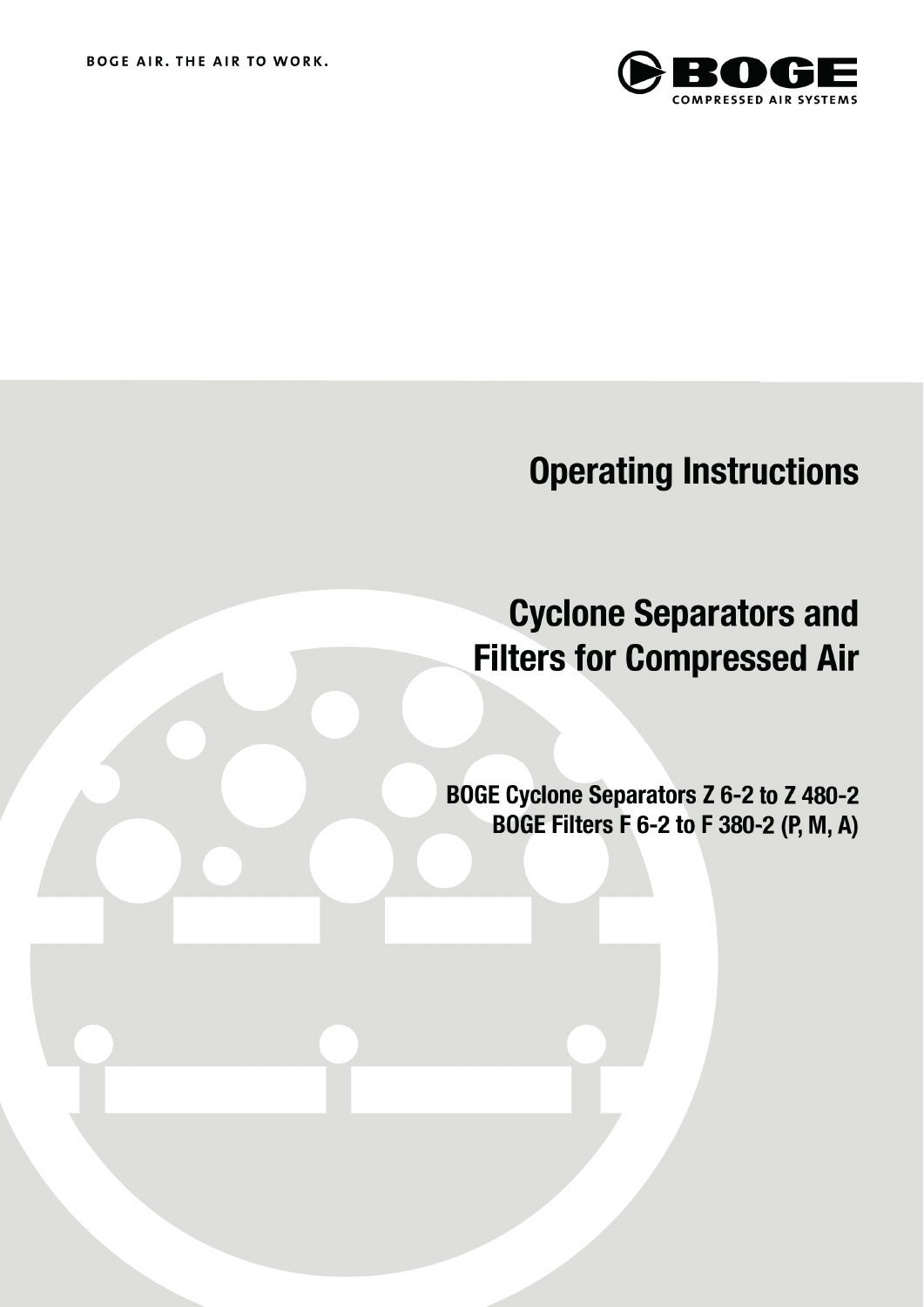BOGE AIR. THE AIR TO WORK.

BOGE
COMPRESSED AIR SYSTEMS

# Operating Instructions

# Cyclone Separators and Filters for Compressed Air

**BOGE Cyclone Separators Z 6-2 to Z 480-2**
**BOGE Filters F 6-2 to F 380-2 (P, M, A)**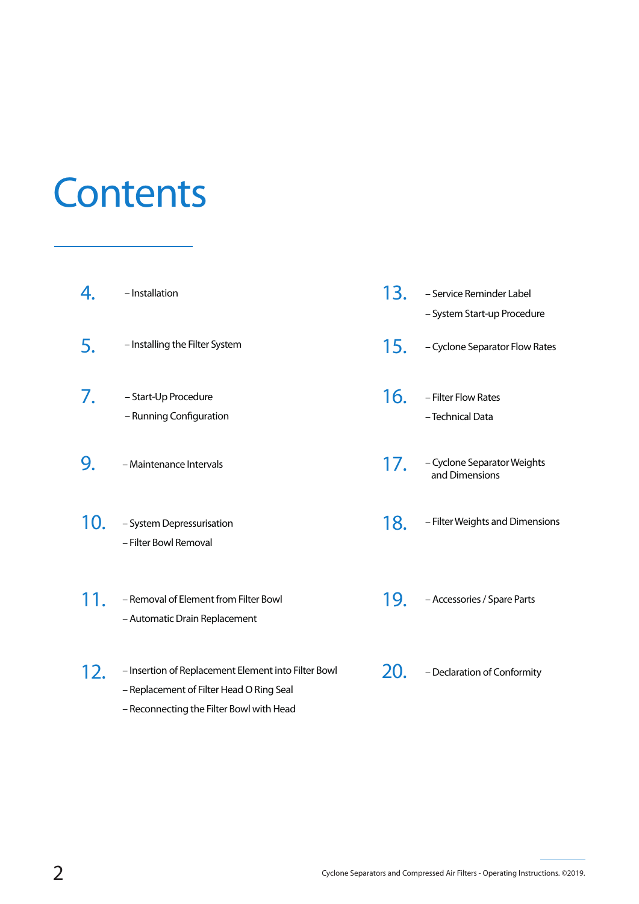# Contents

4. – Installation

5. – Installing the Filter System

7. – Start-Up Procedure
   – Running Configuration

9. – Maintenance Intervals

10. – System Depressurisation
    – Filter Bowl Removal

11. – Removal of Element from Filter Bowl
    – Automatic Drain Replacement

12. – Insertion of Replacement Element into Filter Bowl
    – Replacement of Filter Head O Ring Seal
    – Reconnecting the Filter Bowl with Head

13. – Service Reminder Label
    – System Start-up Procedure

15. – Cyclone Separator Flow Rates

16. – Filter Flow Rates
    – Technical Data

17. – Cyclone Separator Weights and Dimensions

18. – Filter Weights and Dimensions

19. – Accessories / Spare Parts

20. – Declaration of Conformity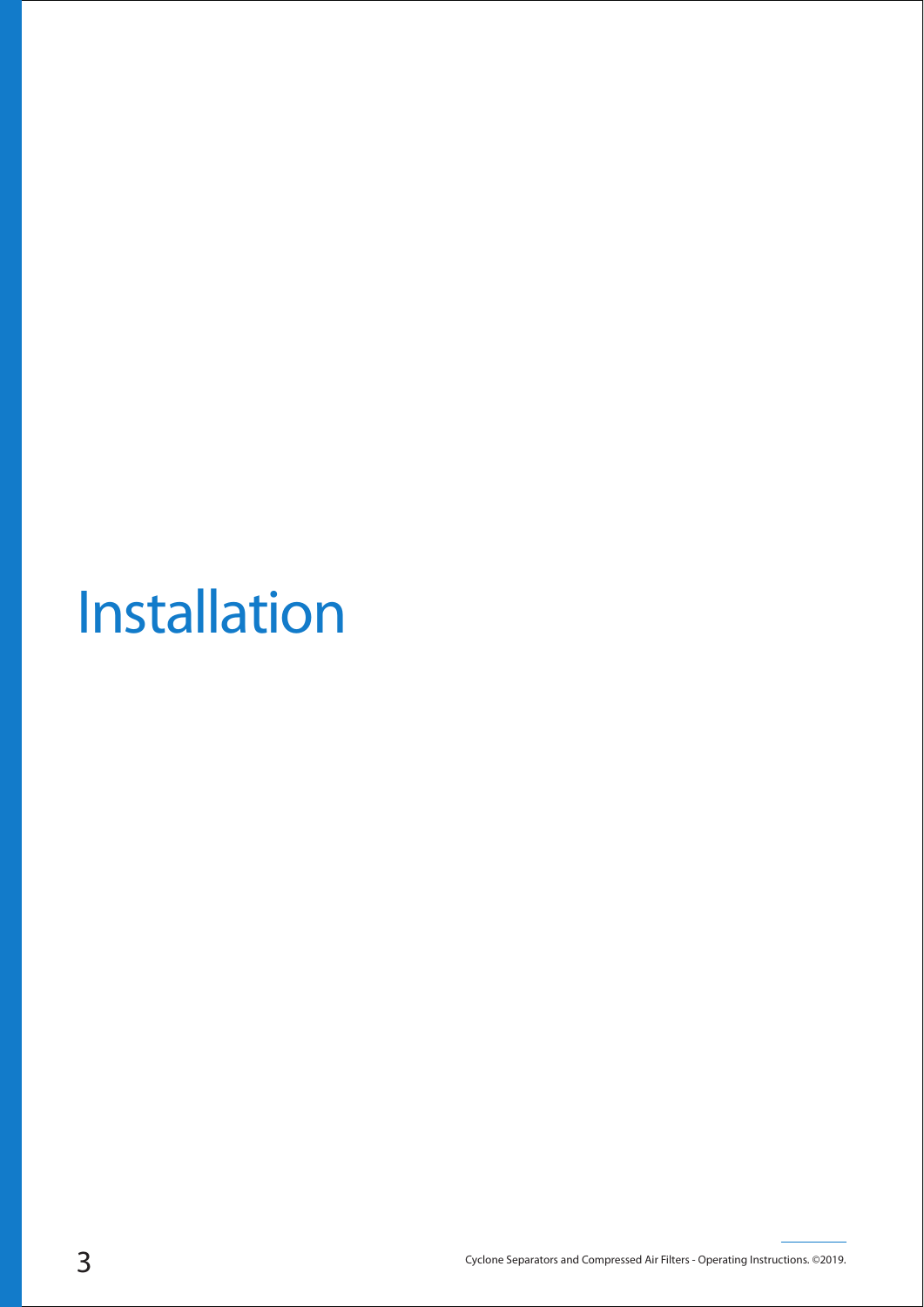# Installation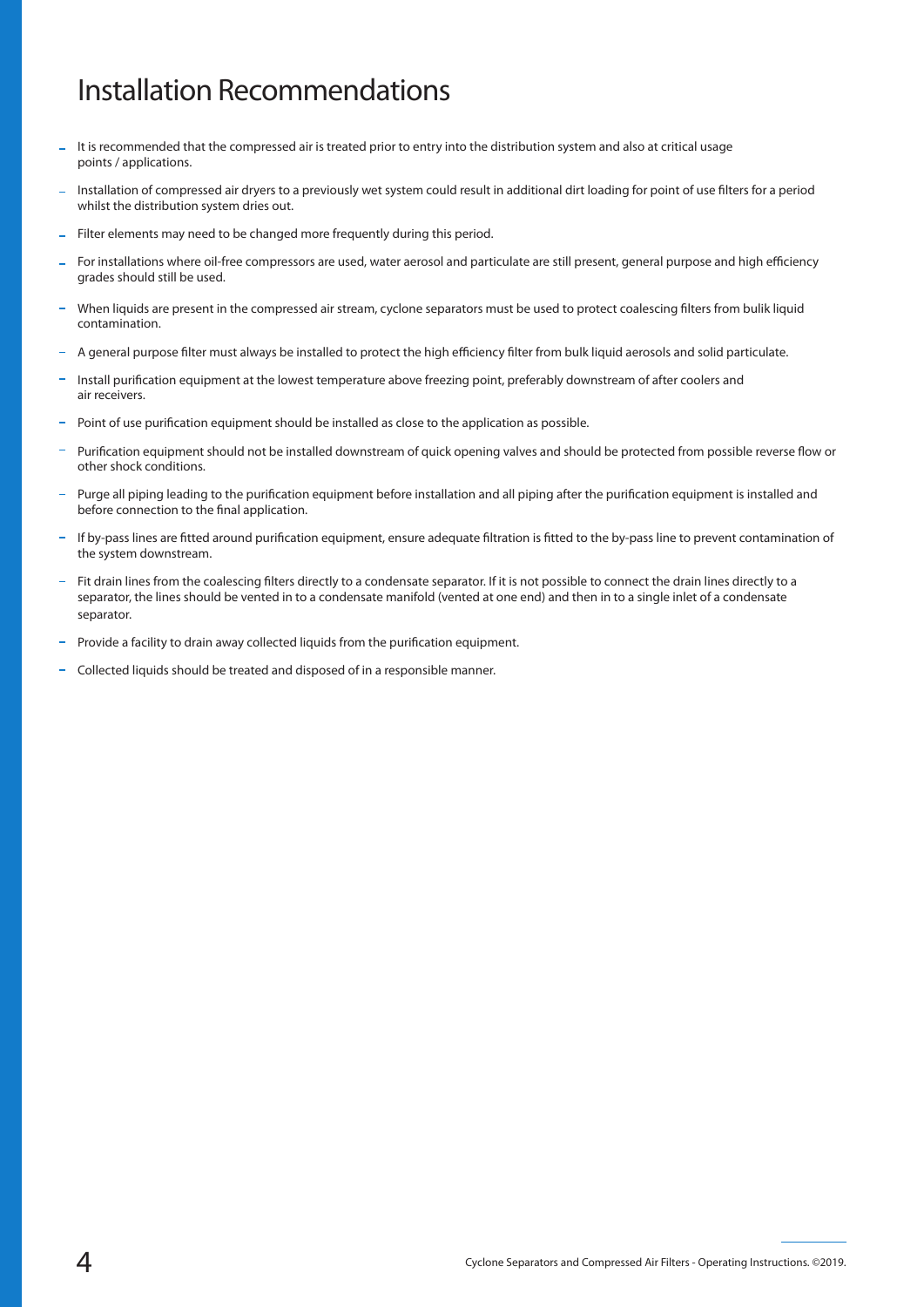# Installation Recommendations

- It is recommended that the compressed air is treated prior to entry into the distribution system and also at critical usage points / applications.
- Installation of compressed air dryers to a previously wet system could result in additional dirt loading for point of use filters for a period whilst the distribution system dries out.
- Filter elements may need to be changed more frequently during this period.
- For installations where oil-free compressors are used, water aerosol and particulate are still present, general purpose and high efficiency grades should still be used.
- When liquids are present in the compressed air stream, cyclone separators must be used to protect coalescing filters from bulik liquid contamination.
- A general purpose filter must always be installed to protect the high efficiency filter from bulk liquid aerosols and solid particulate.
- Install purification equipment at the lowest temperature above freezing point, preferably downstream of after coolers and air receivers.
- Point of use purification equipment should be installed as close to the application as possible.
- Purification equipment should not be installed downstream of quick opening valves and should be protected from possible reverse flow or other shock conditions.
- Purge all piping leading to the purification equipment before installation and all piping after the purification equipment is installed and before connection to the final application.
- If by-pass lines are fitted around purification equipment, ensure adequate filtration is fitted to the by-pass line to prevent contamination of the system downstream.
- Fit drain lines from the coalescing filters directly to a condensate separator. If it is not possible to connect the drain lines directly to a separator, the lines should be vented in to a condensate manifold (vented at one end) and then in to a single inlet of a condensate separator.
- Provide a facility to drain away collected liquids from the purification equipment.
- Collected liquids should be treated and disposed of in a responsible manner.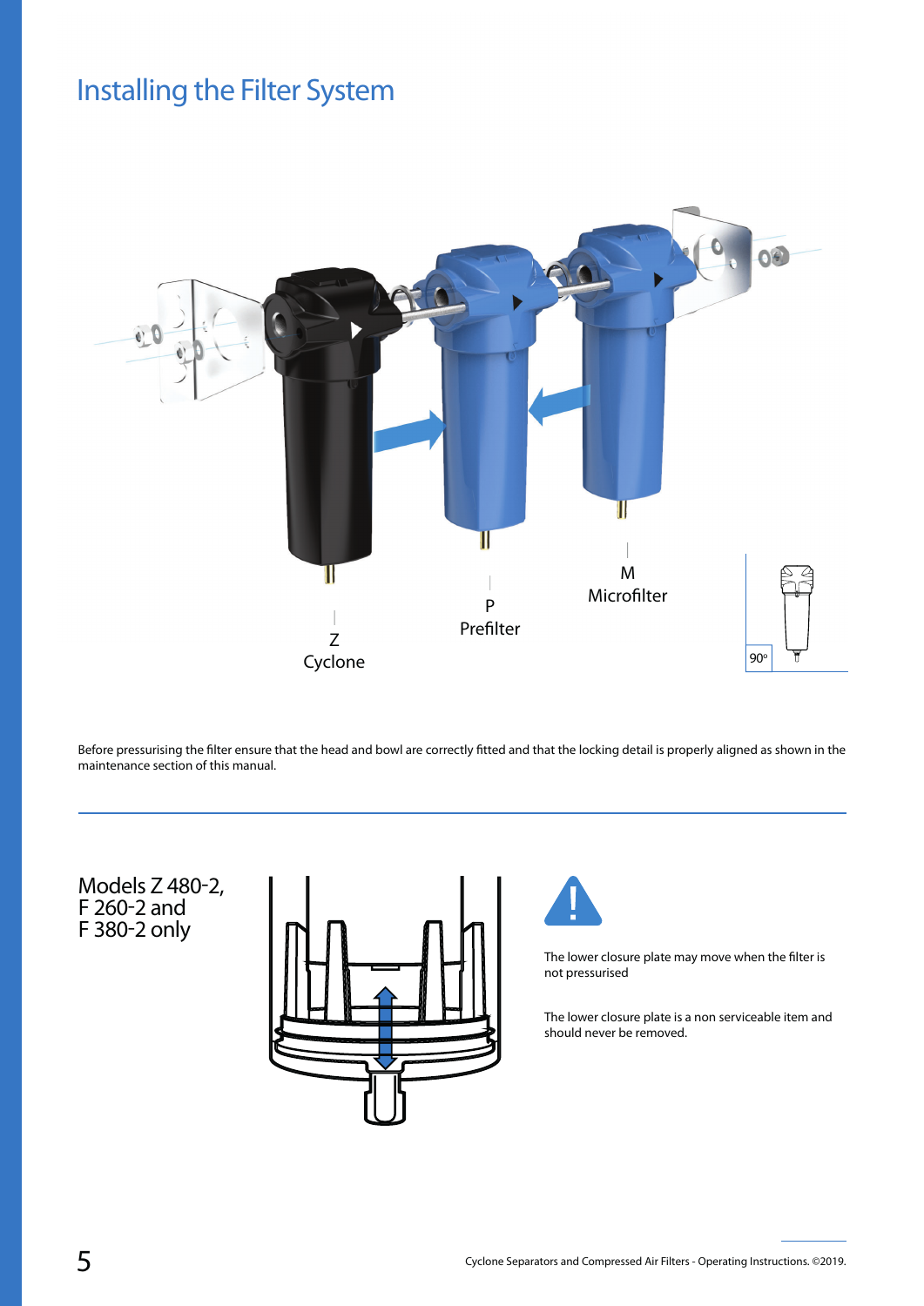# Installing the Filter System

Z
Cyclone

P
Prefilter

M
Microfilter

90°

Before pressurising the filter ensure that the head and bowl are correctly fitted and that the locking detail is properly aligned as shown in the maintenance section of this manual.

Models Z 480-2, F 260-2 and F 380-2 only

The lower closure plate may move when the filter is not pressurised

The lower closure plate is a non serviceable item and should never be removed.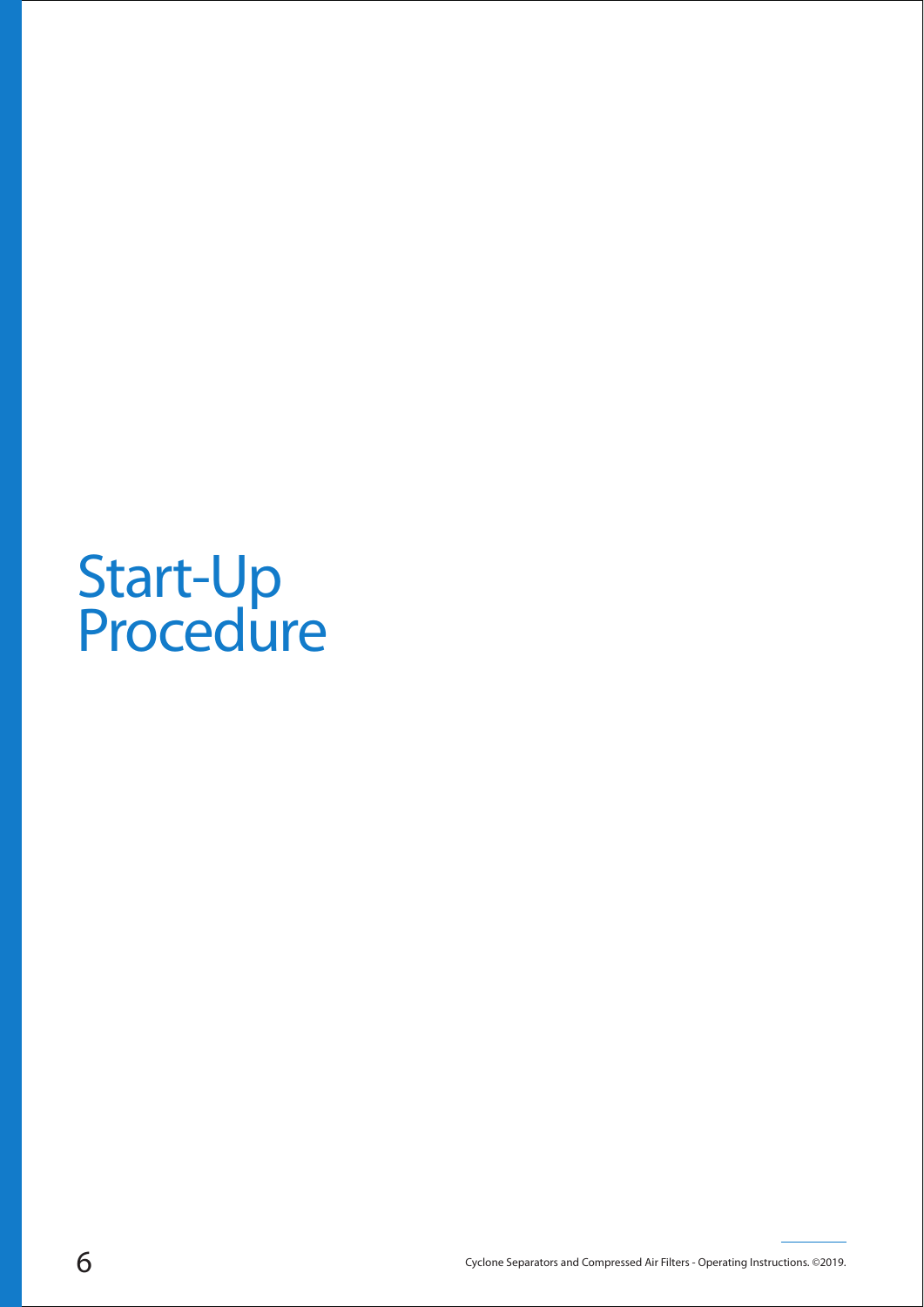# Start-Up Procedure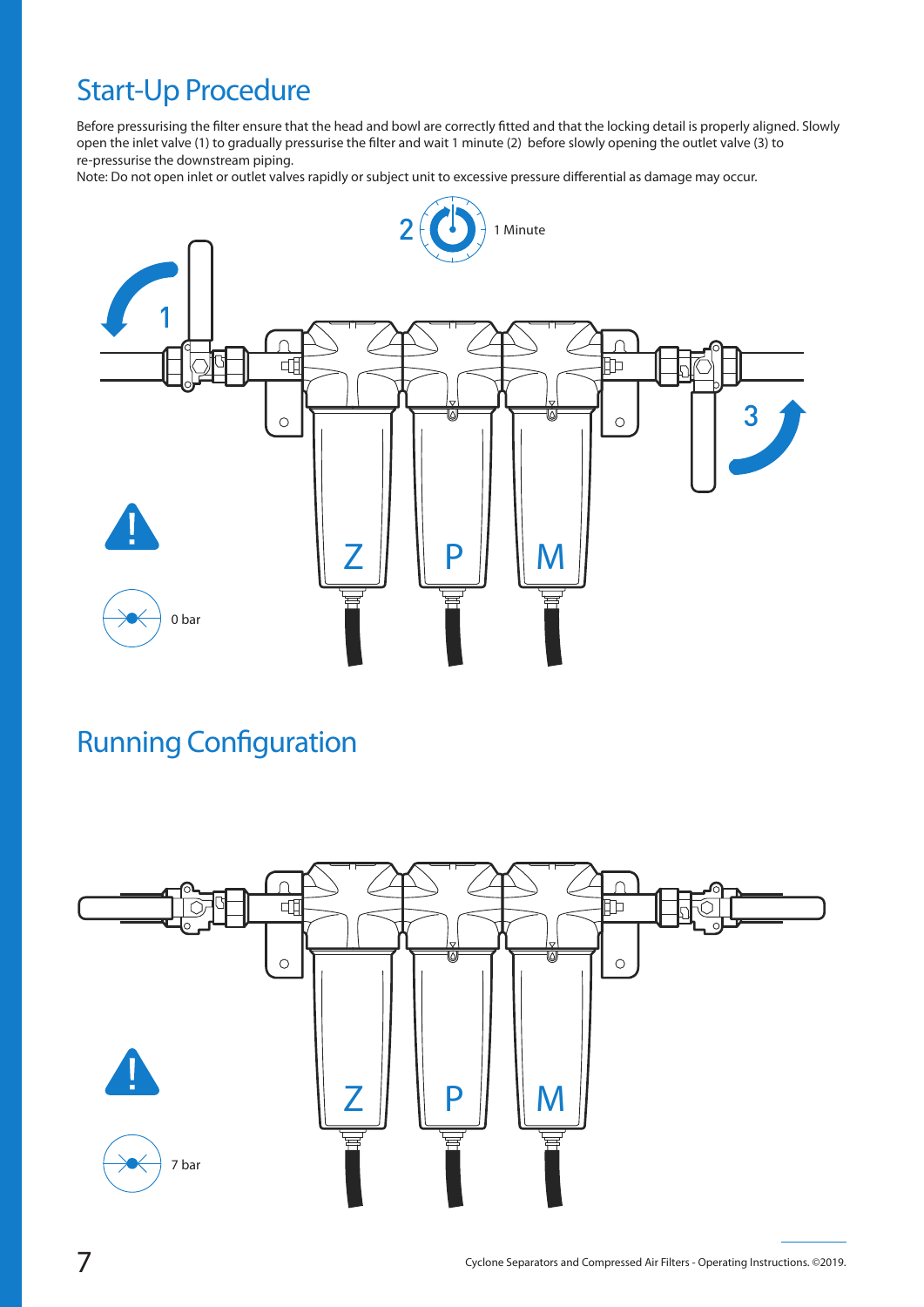## Start-Up Procedure

Before pressurising the filter ensure that the head and bowl are correctly fitted and that the locking detail is properly aligned. Slowly open the inlet valve (1) to gradually pressurise the filter and wait 1 minute (2) before slowly opening the outlet valve (3) to re-pressurise the downstream piping.

Note: Do not open inlet or outlet valves rapidly or subject unit to excessive pressure differential as damage may occur.

2 1 Minute

1

3

Z P M

0 bar

## Running Configuration

Z P M

7 bar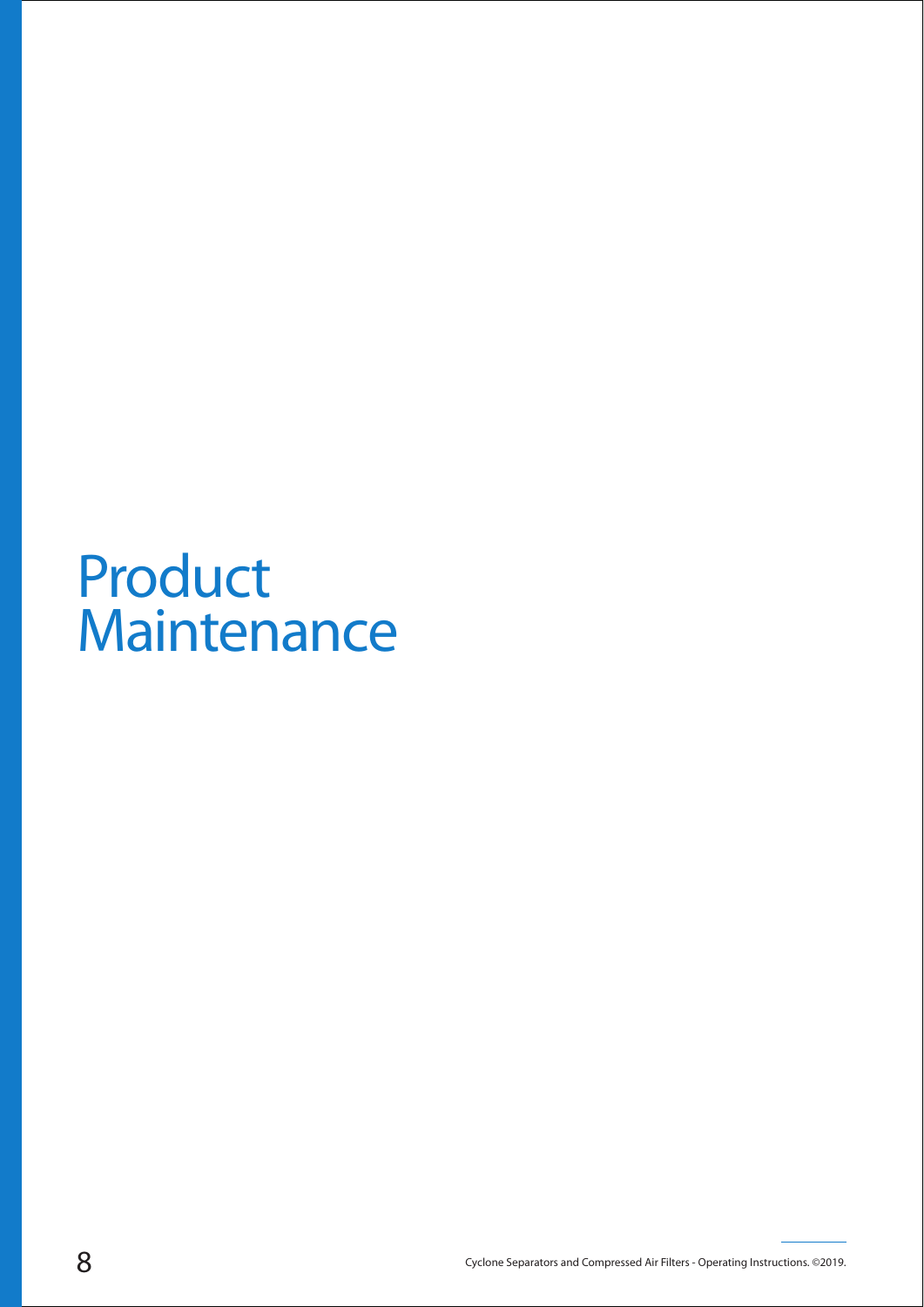# Product Maintenance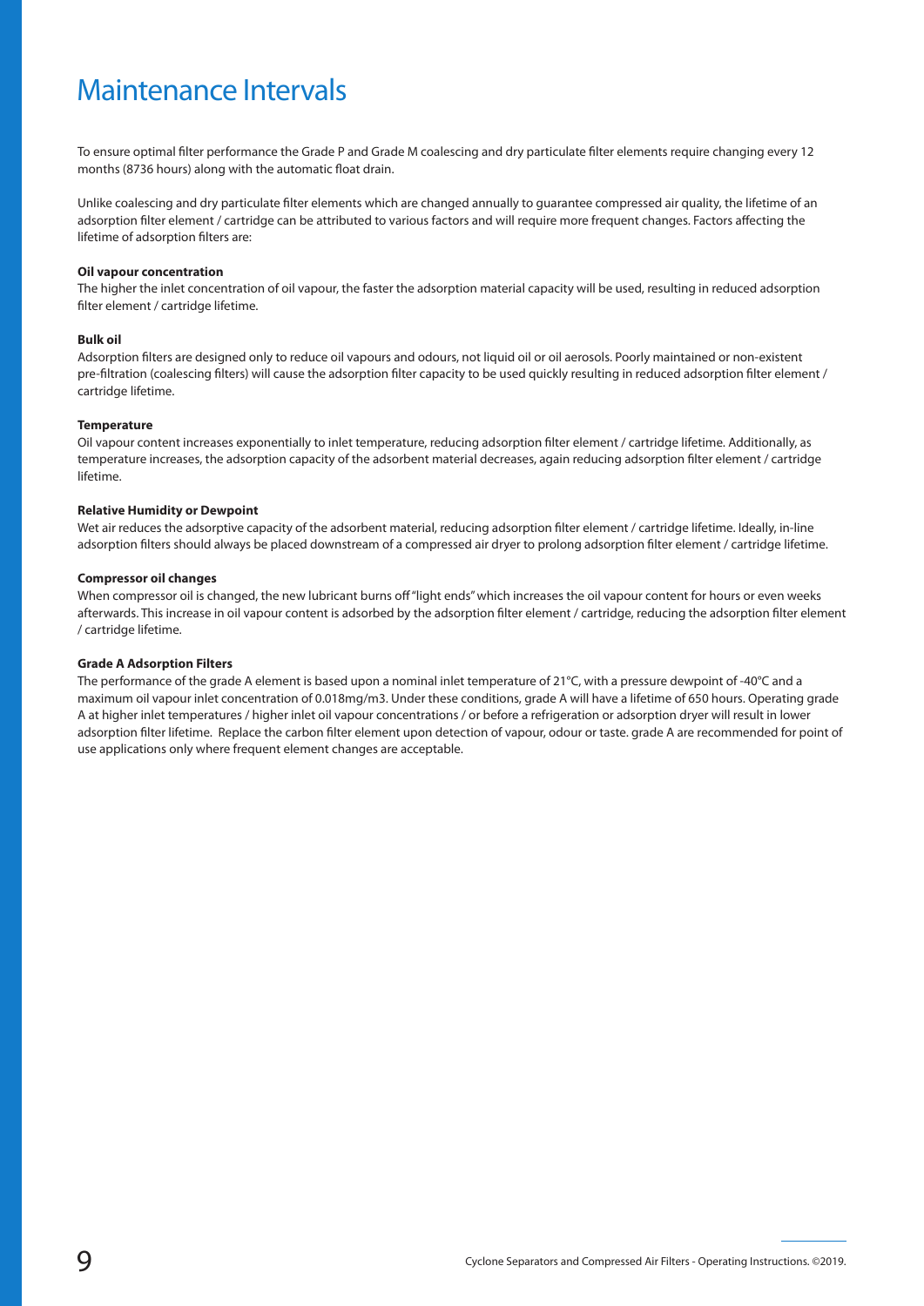# Maintenance Intervals

To ensure optimal filter performance the Grade P and Grade M coalescing and dry particulate filter elements require changing every 12 months (8736 hours) along with the automatic float drain.

Unlike coalescing and dry particulate filter elements which are changed annually to guarantee compressed air quality, the lifetime of an adsorption filter element / cartridge can be attributed to various factors and will require more frequent changes. Factors affecting the lifetime of adsorption filters are:

**Oil vapour concentration**

The higher the inlet concentration of oil vapour, the faster the adsorption material capacity will be used, resulting in reduced adsorption filter element / cartridge lifetime.

**Bulk oil**

Adsorption filters are designed only to reduce oil vapours and odours, not liquid oil or oil aerosols. Poorly maintained or non-existent pre-filtration (coalescing filters) will cause the adsorption filter capacity to be used quickly resulting in reduced adsorption filter element / cartridge lifetime.

**Temperature**

Oil vapour content increases exponentially to inlet temperature, reducing adsorption filter element / cartridge lifetime. Additionally, as temperature increases, the adsorption capacity of the adsorbent material decreases, again reducing adsorption filter element / cartridge lifetime.

**Relative Humidity or Dewpoint**

Wet air reduces the adsorptive capacity of the adsorbent material, reducing adsorption filter element / cartridge lifetime. Ideally, in-line adsorption filters should always be placed downstream of a compressed air dryer to prolong adsorption filter element / cartridge lifetime.

**Compressor oil changes**

When compressor oil is changed, the new lubricant burns off "light ends" which increases the oil vapour content for hours or even weeks afterwards. This increase in oil vapour content is adsorbed by the adsorption filter element / cartridge, reducing the adsorption filter element / cartridge lifetime.

**Grade A Adsorption Filters**

The performance of the grade A element is based upon a nominal inlet temperature of 21°C, with a pressure dewpoint of -40°C and a maximum oil vapour inlet concentration of 0.018mg/m3. Under these conditions, grade A will have a lifetime of 650 hours. Operating grade A at higher inlet temperatures / higher inlet oil vapour concentrations / or before a refrigeration or adsorption dryer will result in lower adsorption filter lifetime. Replace the carbon filter element upon detection of vapour, odour or taste. grade A are recommended for point of use applications only where frequent element changes are acceptable.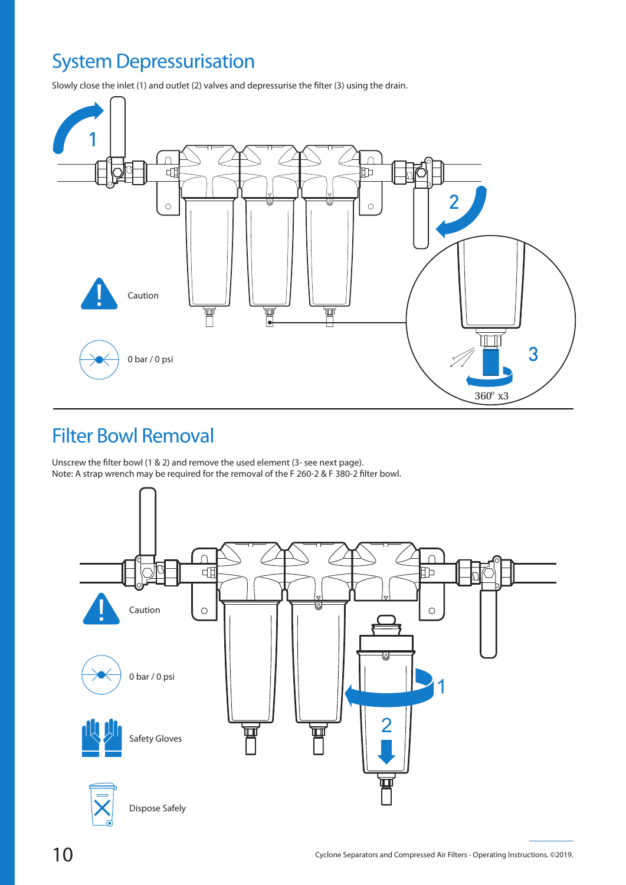# System Depressurisation

Slowly close the inlet (1) and outlet (2) valves and depressurise the filter (3) using the drain.

Caution

0 bar / 0 psi

360° x3

# Filter Bowl Removal

Unscrew the filter bowl (1 & 2) and remove the used element (3- see next page).
Note: A strap wrench may be required for the removal of the F 260-2 & F 380-2 filter bowl.

Caution

0 bar / 0 psi

Safety Gloves

Dispose Safely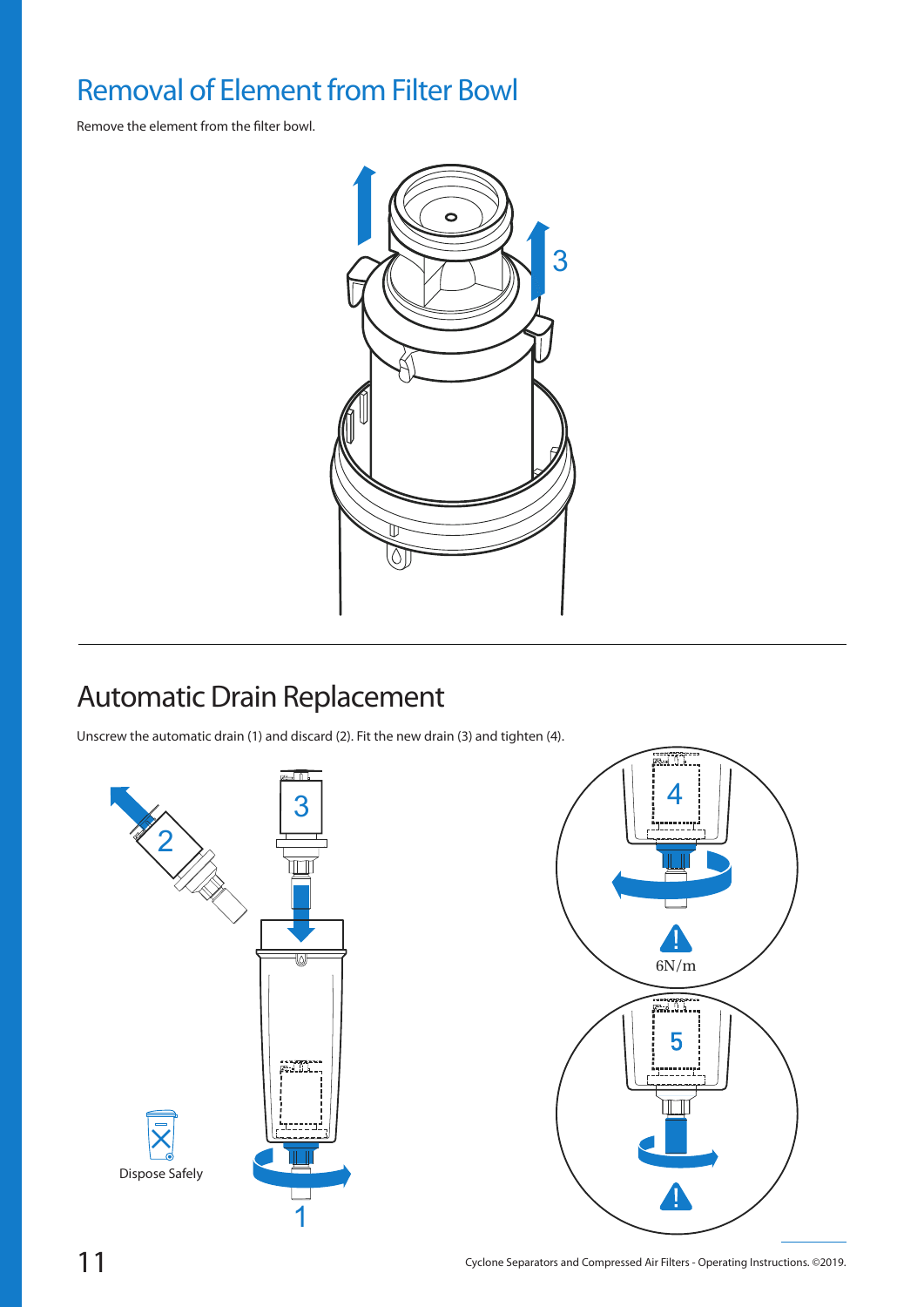# Removal of Element from Filter Bowl

Remove the element from the filter bowl.

# Automatic Drain Replacement

Unscrew the automatic drain (1) and discard (2). Fit the new drain (3) and tighten (4).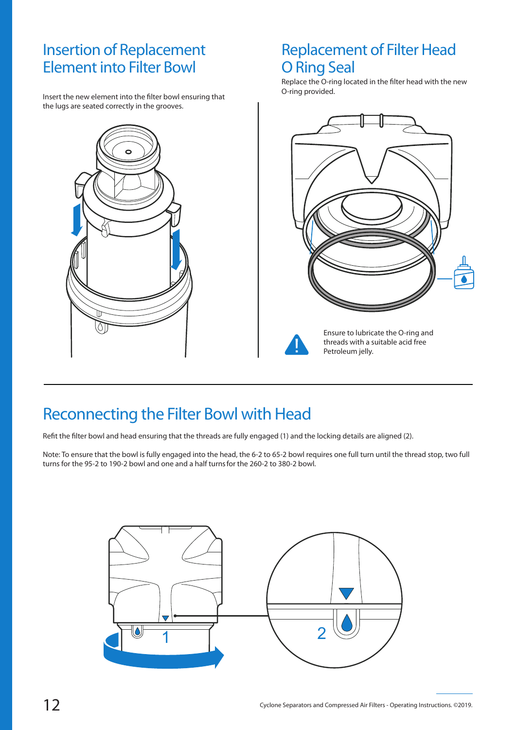## Insertion of Replacement Element into Filter Bowl

Insert the new element into the filter bowl ensuring that the lugs are seated correctly in the grooves.

## Replacement of Filter Head O Ring Seal

Replace the O-ring located in the filter head with the new O-ring provided.

Ensure to lubricate the O-ring and threads with a suitable acid free Petroleum jelly.

## Reconnecting the Filter Bowl with Head

Refit the filter bowl and head ensuring that the threads are fully engaged (1) and the locking details are aligned (2).

Note: To ensure that the bowl is fully engaged into the head, the 6-2 to 65-2 bowl requires one full turn until the thread stop, two full turns for the 95-2 to 190-2 bowl and one and a half turns for the 260-2 to 380-2 bowl.

1

2

Cyclone Separators and Compressed Air Filters - Operating Instructions. ©2019.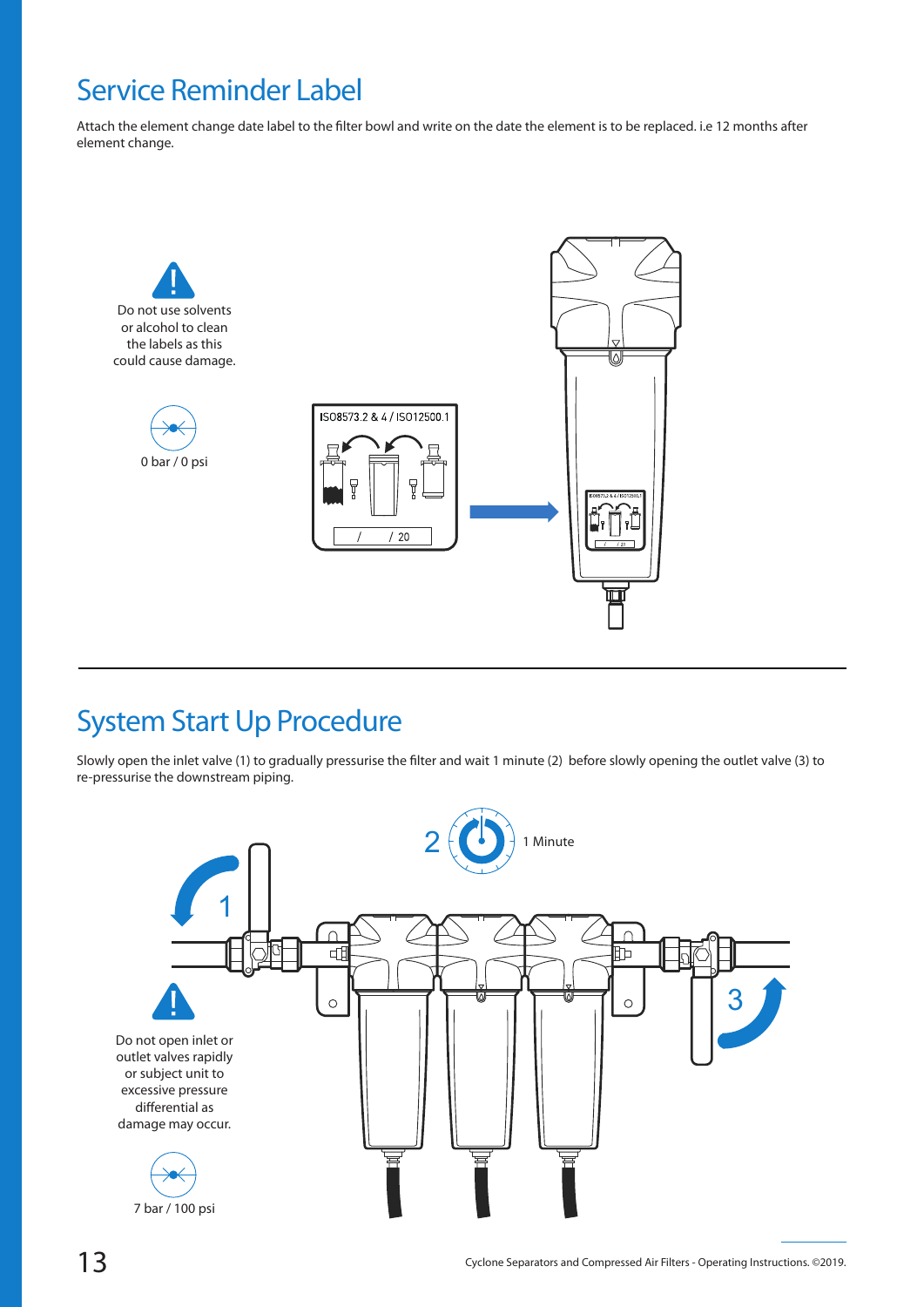# Service Reminder Label

Attach the element change date label to the filter bowl and write on the date the element is to be replaced. i.e 12 months after element change.

Do not use solvents or alcohol to clean the labels as this could cause damage.

0 bar / 0 psi

ISO8573.2 & 4 / ISO12500.1

/ / 20

# System Start Up Procedure

Slowly open the inlet valve (1) to gradually pressurise the filter and wait 1 minute (2) before slowly opening the outlet valve (3) to re-pressurise the downstream piping.

2 1 Minute

1

3

Do not open inlet or outlet valves rapidly or subject unit to excessive pressure differential as damage may occur.

7 bar / 100 psi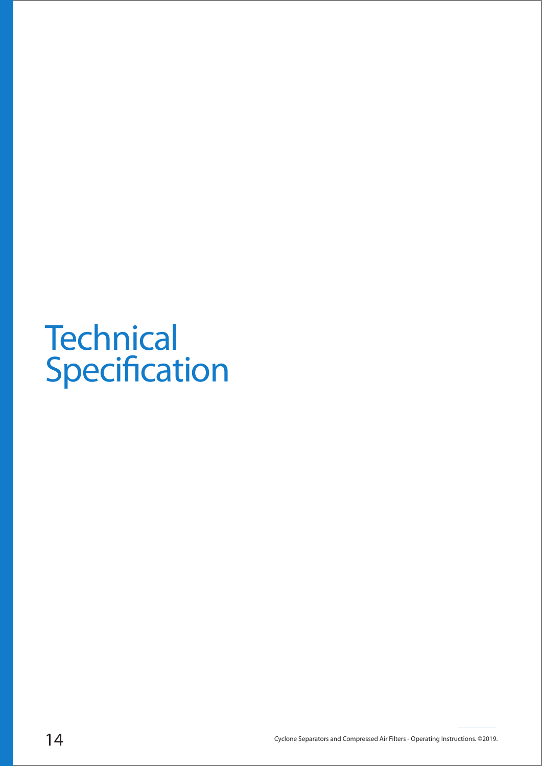# Technical Specification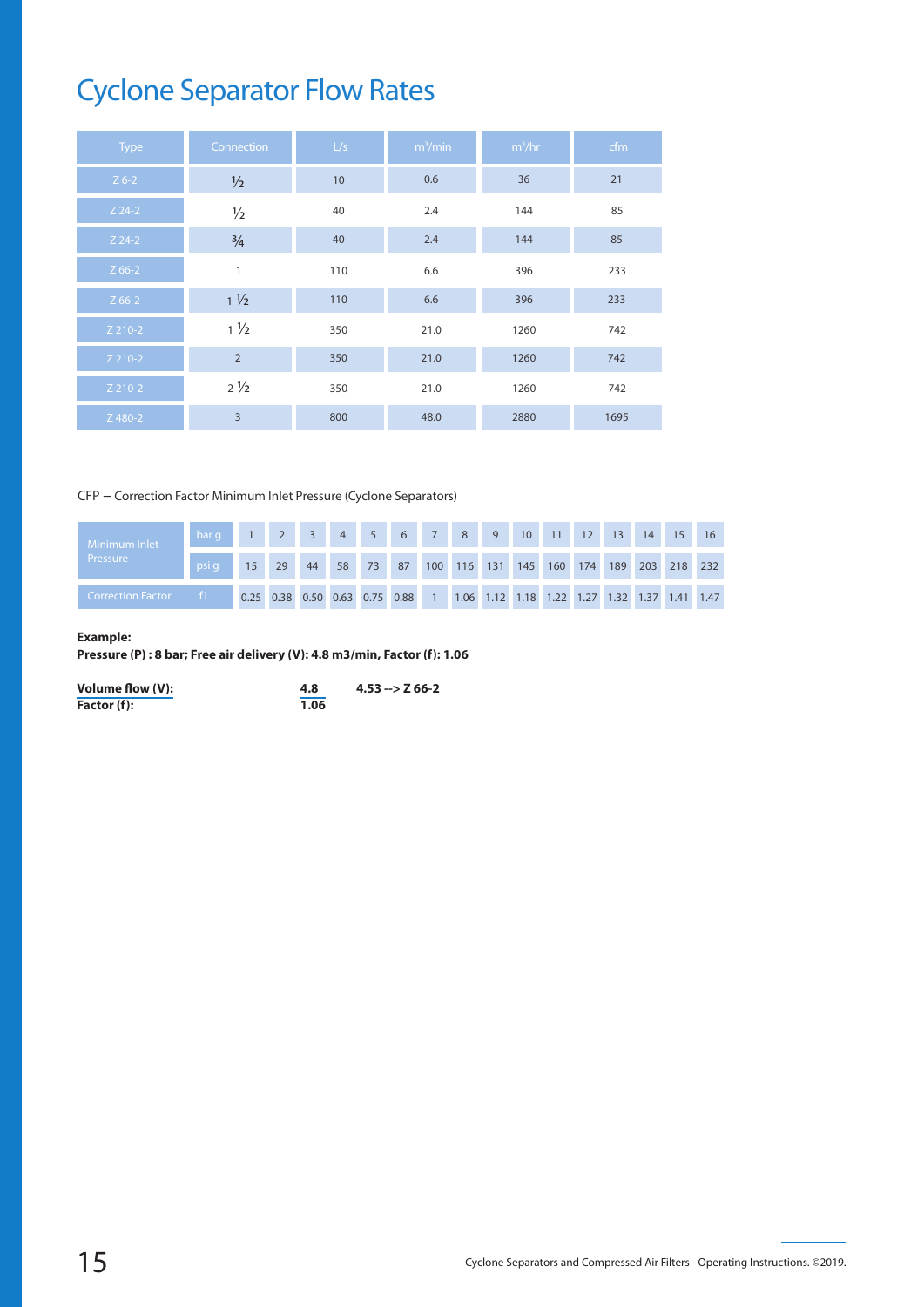# Cyclone Separator Flow Rates

| Type | Connection | L/s | $m^3/min$ | $m^3/hr$ | cfm |
|---|---|---|---|---|---|
| Z 6-2 | ½ | 10 | 0.6 | 36 | 21 |
| Z 24-2 | ½ | 40 | 2.4 | 144 | 85 |
| Z 24-2 | ¾ | 40 | 2.4 | 144 | 85 |
| Z 66-2 | 1 | 110 | 6.6 | 396 | 233 |
| Z 66-2 | 1 ½ | 110 | 6.6 | 396 | 233 |
| Z 210-2 | 1 ½ | 350 | 21.0 | 1260 | 742 |
| Z 210-2 | 2 | 350 | 21.0 | 1260 | 742 |
| Z 210-2 | 2 ½ | 350 | 21.0 | 1260 | 742 |
| Z 480-2 | 3 | 800 | 48.0 | 2880 | 1695 |

CFP – Correction Factor Minimum Inlet Pressure (Cyclone Separators)

| Minimum Inlet Pressure | bar g | 1 | 2 | 3 | 4 | 5 | 6 | 7 | 8 | 9 | 10 | 11 | 12 | 13 | 14 | 15 | 16 |
|---|---|---|---|---|---|---|---|---|---|---|---|---|---|---|---|---|---|
| | psi g | 15 | 29 | 44 | 58 | 73 | 87 | 100 | 116 | 131 | 145 | 160 | 174 | 189 | 203 | 218 | 232 |
| Correction Factor | f1 | 0.25 | 0.38 | 0.50 | 0.63 | 0.75 | 0.88 | 1 | 1.06 | 1.12 | 1.18 | 1.22 | 1.27 | 1.32 | 1.37 | 1.41 | 1.47 |

**Example:**
**Pressure (P) : 8 bar; Free air delivery (V): 4.8 m3/min, Factor (f): 1.06**

$$\frac{\textbf{Volume flow (V):}}{\textbf{Factor (f):}} \quad \frac{\textbf{4.8}}{\textbf{1.06}} \quad \textbf{4.53 --> Z 66-2}$$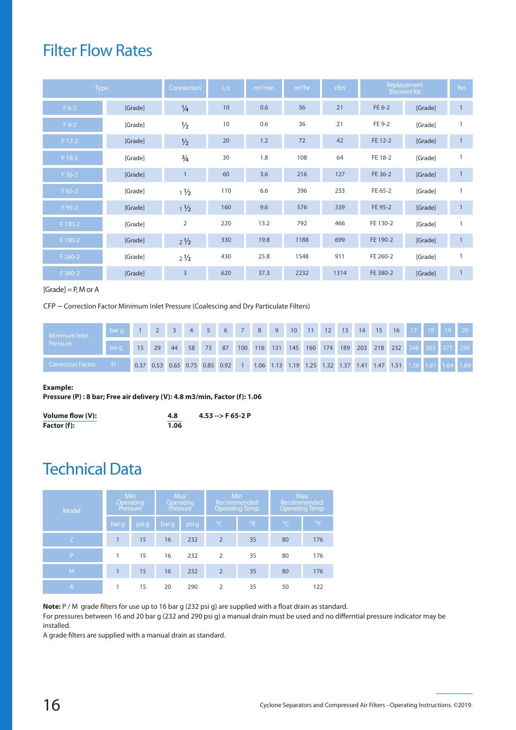# Filter Flow Rates

| Type | | Connection | L/s | m³/min | m³/hr | cfm | Replacement Element Kit | | No. |
|---|---|---|---|---|---|---|---|---|---|
| F 6-2 | [Grade] | ¼ | 10 | 0.6 | 36 | 21 | FE 6-2 | [Grade] | 1 |
| F 9-2 | [Grade] | ½ | 10 | 0.6 | 36 | 21 | FE 9-2 | [Grade] | 1 |
| F 12-2 | [Grade] | ½ | 20 | 1.2 | 72 | 42 | FE 12-2 | [Grade] | 1 |
| F 18-2 | [Grade] | ¾ | 30 | 1.8 | 108 | 64 | FE 18-2 | [Grade] | 1 |
| F 36-2 | [Grade] | 1 | 60 | 3.6 | 216 | 127 | FE 36-2 | [Grade] | 1 |
| F 65-2 | [Grade] | 1 ½ | 110 | 6.6 | 396 | 233 | FE 65-2 | [Grade] | 1 |
| F 95-2 | [Grade] | 1 ½ | 160 | 9.6 | 576 | 339 | FE 95-2 | [Grade] | 1 |
| F 130-2 | [Grade] | 2 | 220 | 13.2 | 792 | 466 | FE 130-2 | [Grade] | 1 |
| F 190-2 | [Grade] | 2 ½ | 330 | 19.8 | 1188 | 699 | FE 190-2 | [Grade] | 1 |
| F 260-2 | [Grade] | 2 ½ | 430 | 25.8 | 1548 | 911 | FE 260-2 | [Grade] | 1 |
| F 380-2 | [Grade] | 3 | 620 | 37.3 | 2232 | 1314 | FE 380-2 | [Grade] | 1 |

[Grade] = P, M or A

CFP – Correction Factor Minimum Inlet Pressure (Coalescing and Dry Particulate Filters)

| Minimum Inlet Pressure | bar g | 1 | 2 | 3 | 4 | 5 | 6 | 7 | 8 | 9 | 10 | 11 | 12 | 13 | 14 | 15 | 16 | 17 | 18 | 19 | 20 |
|---|---|---|---|---|---|---|---|---|---|---|---|---|---|---|---|---|---|---|---|---|---|
| | psi g | 15 | 29 | 44 | 58 | 73 | 87 | 100 | 116 | 131 | 145 | 160 | 174 | 189 | 203 | 218 | 232 | 248 | 263 | 277 | 290 |
| Correction Factor | f1 | 0.37 | 0.53 | 0.65 | 0.75 | 0.85 | 0.92 | 1 | 1.06 | 1.13 | 1.19 | 1.25 | 1.32 | 1.37 | 1.41 | 1.47 | 1.51 | 1.56 | 1.61 | 1.64 | 1.69 |

**Example:**
**Pressure (P) : 8 bar; Free air delivery (V): 4.8 m3/min, Factor (f): 1.06**

| **Volume flow (V):** | **4.8** | **4.53 --> F 65-2 P** |
|---|---|---|
| **Factor (f):** | **1.06** | |

# Technical Data

| Model | Min Operating Pressure | | Max Operating Pressure | | Min Recommended Operating Temp | | Max Recommended Operating Temp | |
|---|---|---|---|---|---|---|---|---|
| | bar g | psi g | bar g | psi g | °C | °F | °C | °F |
| Z | 1 | 15 | 16 | 232 | 2 | 35 | 80 | 176 |
| P | 1 | 15 | 16 | 232 | 2 | 35 | 80 | 176 |
| M | 1 | 15 | 16 | 232 | 2 | 35 | 80 | 176 |
| A | 1 | 15 | 20 | 290 | 2 | 35 | 50 | 122 |

**Note:** P / M grade filters for use up to 16 bar g (232 psi g) are supplied with a float drain as standard.
For pressures between 16 and 20 bar g (232 and 290 psi g) a manual drain must be used and no differntial pressure indicator may be installed.
A grade filters are supplied with a manual drain as standard.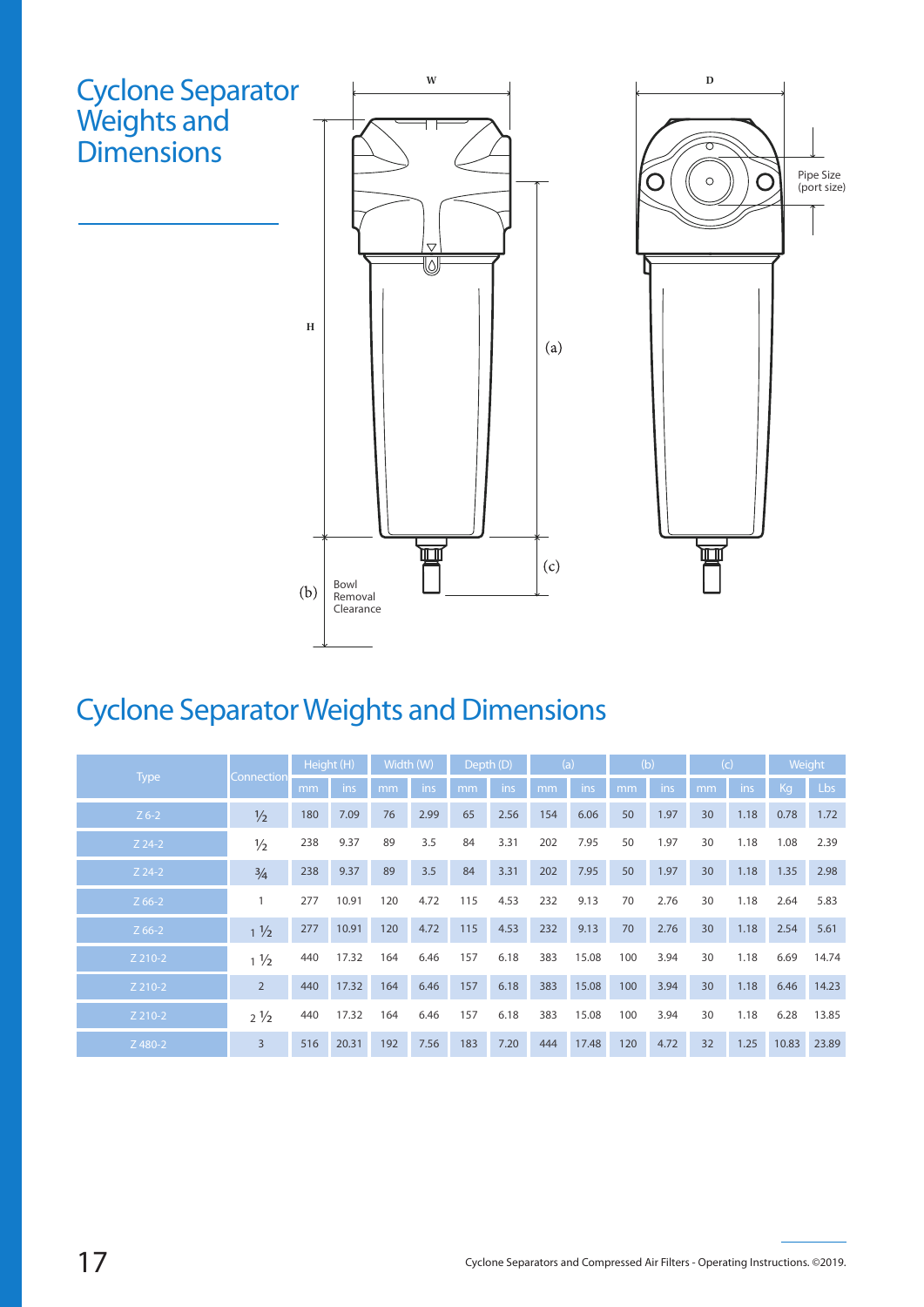# Cyclone Separator Weights and Dimensions

W

D

H

(a)

(b)

(c)

Bowl Removal Clearance

Pipe Size (port size)

## Cyclone Separator Weights and Dimensions

| Type | Connection | Height (H) | | Width (W) | | Depth (D) | | (a) | | (b) | | (c) | | Weight | |
|---|---|---|---|---|---|---|---|---|---|---|---|---|---|---|---|
| | | mm | ins | mm | ins | mm | ins | mm | ins | mm | ins | mm | ins | Kg | Lbs |
| Z 6-2 | ½ | 180 | 7.09 | 76 | 2.99 | 65 | 2.56 | 154 | 6.06 | 50 | 1.97 | 30 | 1.18 | 0.78 | 1.72 |
| Z 24-2 | ½ | 238 | 9.37 | 89 | 3.5 | 84 | 3.31 | 202 | 7.95 | 50 | 1.97 | 30 | 1.18 | 1.08 | 2.39 |
| Z 24-2 | ¾ | 238 | 9.37 | 89 | 3.5 | 84 | 3.31 | 202 | 7.95 | 50 | 1.97 | 30 | 1.18 | 1.35 | 2.98 |
| Z 66-2 | 1 | 277 | 10.91 | 120 | 4.72 | 115 | 4.53 | 232 | 9.13 | 70 | 2.76 | 30 | 1.18 | 2.64 | 5.83 |
| Z 66-2 | 1 ½ | 277 | 10.91 | 120 | 4.72 | 115 | 4.53 | 232 | 9.13 | 70 | 2.76 | 30 | 1.18 | 2.54 | 5.61 |
| Z 210-2 | 1 ½ | 440 | 17.32 | 164 | 6.46 | 157 | 6.18 | 383 | 15.08 | 100 | 3.94 | 30 | 1.18 | 6.69 | 14.74 |
| Z 210-2 | 2 | 440 | 17.32 | 164 | 6.46 | 157 | 6.18 | 383 | 15.08 | 100 | 3.94 | 30 | 1.18 | 6.46 | 14.23 |
| Z 210-2 | 2 ½ | 440 | 17.32 | 164 | 6.46 | 157 | 6.18 | 383 | 15.08 | 100 | 3.94 | 30 | 1.18 | 6.28 | 13.85 |
| Z 480-2 | 3 | 516 | 20.31 | 192 | 7.56 | 183 | 7.20 | 444 | 17.48 | 120 | 4.72 | 32 | 1.25 | 10.83 | 23.89 |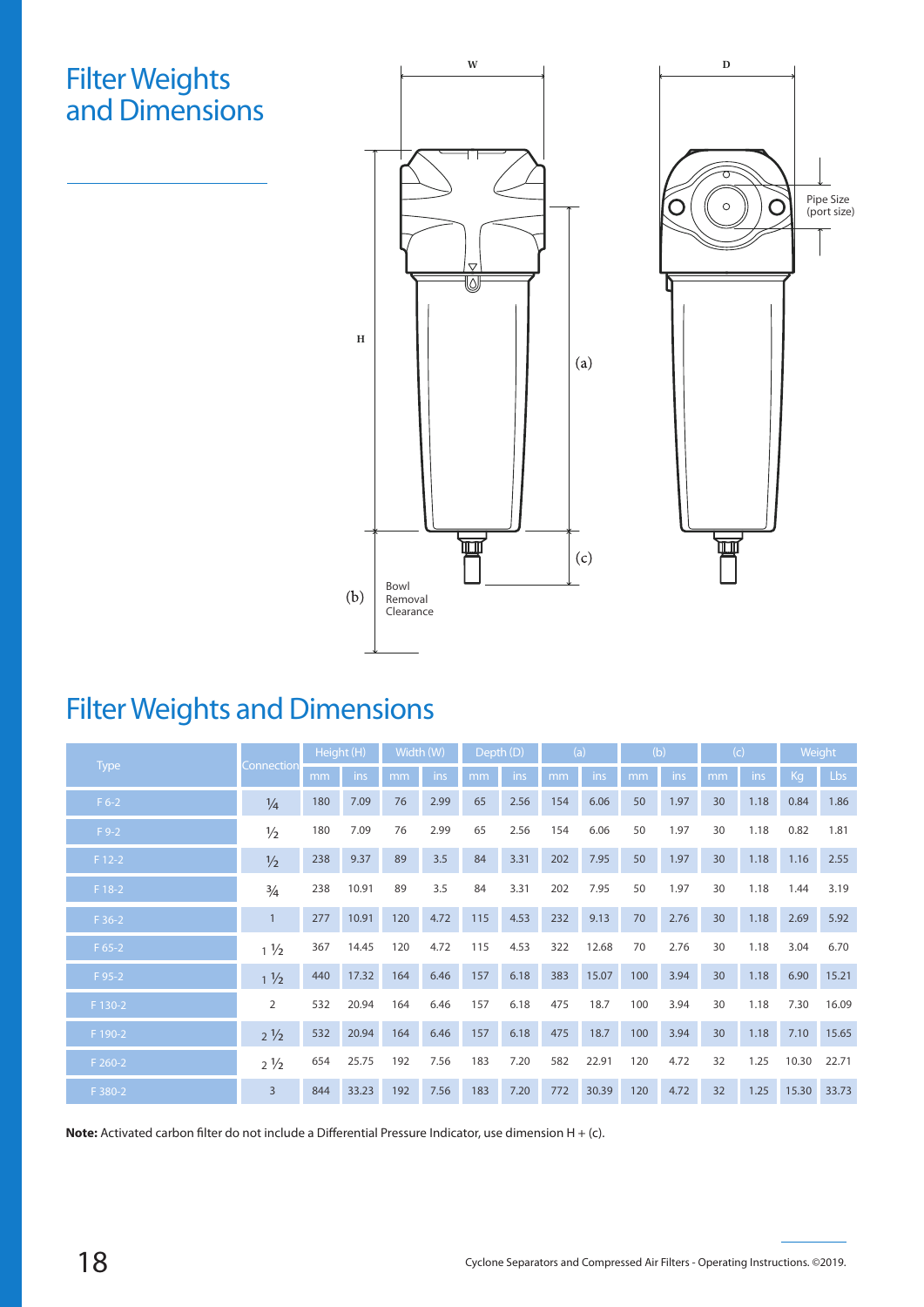# Filter Weights and Dimensions

W

D

H

(a)

(b)

(c)

Pipe Size (port size)

Bowl Removal Clearance

## Filter Weights and Dimensions

| Type | Connection | Height (H) | | Width (W) | | Depth (D) | | (a) | | (b) | | (c) | | Weight | |
|---|---|---|---|---|---|---|---|---|---|---|---|---|---|---|---|
| | | mm | ins | mm | ins | mm | ins | mm | ins | mm | ins | mm | ins | Kg | Lbs |
| F 6-2 | ¼ | 180 | 7.09 | 76 | 2.99 | 65 | 2.56 | 154 | 6.06 | 50 | 1.97 | 30 | 1.18 | 0.84 | 1.86 |
| F 9-2 | ½ | 180 | 7.09 | 76 | 2.99 | 65 | 2.56 | 154 | 6.06 | 50 | 1.97 | 30 | 1.18 | 0.82 | 1.81 |
| F 12-2 | ½ | 238 | 9.37 | 89 | 3.5 | 84 | 3.31 | 202 | 7.95 | 50 | 1.97 | 30 | 1.18 | 1.16 | 2.55 |
| F 18-2 | ¾ | 238 | 10.91 | 89 | 3.5 | 84 | 3.31 | 202 | 7.95 | 50 | 1.97 | 30 | 1.18 | 1.44 | 3.19 |
| F 36-2 | 1 | 277 | 10.91 | 120 | 4.72 | 115 | 4.53 | 232 | 9.13 | 70 | 2.76 | 30 | 1.18 | 2.69 | 5.92 |
| F 65-2 | 1 ½ | 367 | 14.45 | 120 | 4.72 | 115 | 4.53 | 322 | 12.68 | 70 | 2.76 | 30 | 1.18 | 3.04 | 6.70 |
| F 95-2 | 1 ½ | 440 | 17.32 | 164 | 6.46 | 157 | 6.18 | 383 | 15.07 | 100 | 3.94 | 30 | 1.18 | 6.90 | 15.21 |
| F 130-2 | 2 | 532 | 20.94 | 164 | 6.46 | 157 | 6.18 | 475 | 18.7 | 100 | 3.94 | 30 | 1.18 | 7.30 | 16.09 |
| F 190-2 | 2 ½ | 532 | 20.94 | 164 | 6.46 | 157 | 6.18 | 475 | 18.7 | 100 | 3.94 | 30 | 1.18 | 7.10 | 15.65 |
| F 260-2 | 2 ½ | 654 | 25.75 | 192 | 7.56 | 183 | 7.20 | 582 | 22.91 | 120 | 4.72 | 32 | 1.25 | 10.30 | 22.71 |
| F 380-2 | 3 | 844 | 33.23 | 192 | 7.56 | 183 | 7.20 | 772 | 30.39 | 120 | 4.72 | 32 | 1.25 | 15.30 | 33.73 |

**Note:** Activated carbon filter do not include a Differential Pressure Indicator, use dimension H + (c).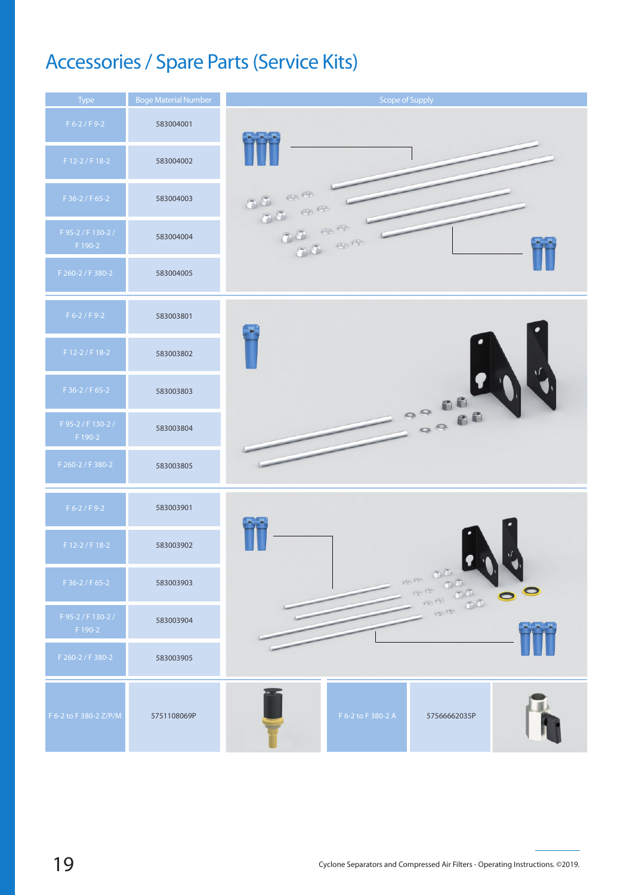# Accessories / Spare Parts (Service Kits)

| Type | Boge Material Number | Scope of Supply |
|---|---|---|
| F 6-2 / F 9-2 | 583004001 | |
| F 12-2 / F 18-2 | 583004002 | |
| F 36-2 / F 65-2 | 583004003 | |
| F 95-2 / F 130-2 / F 190-2 | 583004004 | |
| F 260-2 / F 380-2 | 583004005 | |
| F 6-2 / F 9-2 | 583003801 | |
| F 12-2 / F 18-2 | 583003802 | |
| F 36-2 / F 65-2 | 583003803 | |
| F 95-2 / F 130-2 / F 190-2 | 583003804 | |
| F 260-2 / F 380-2 | 583003805 | |
| F 6-2 / F 9-2 | 583003901 | |
| F 12-2 / F 18-2 | 583003902 | |
| F 36-2 / F 65-2 | 583003903 | |
| F 95-2 / F 130-2 / F 190-2 | 583003904 | |
| F 260-2 / F 380-2 | 583003905 | |

| Type | Boge Material Number | Type | Boge Material Number |
|---|---|---|---|
| F 6-2 to F 380-2 Z/P/M | 5751108069P | F 6-2 to F 380-2 A | 57566662035P |

Cyclone Separators and Compressed Air Filters - Operating Instructions. ©2019.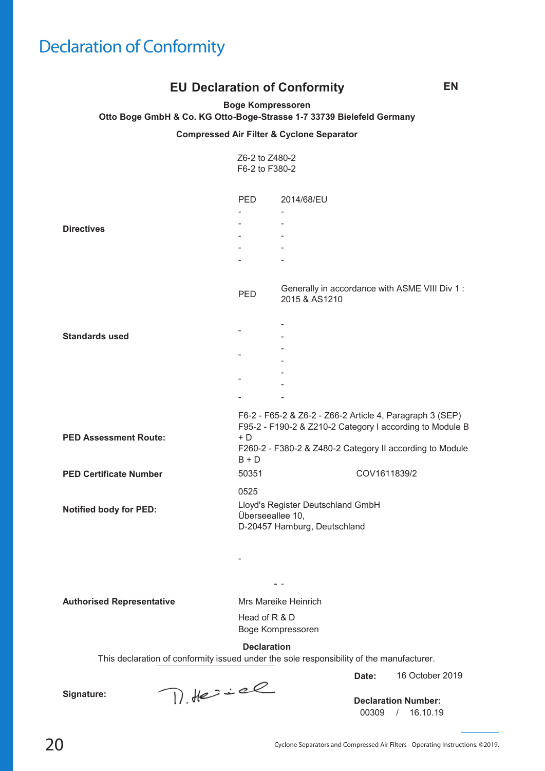# Declaration of Conformity

## EU Declaration of Conformity

EN

**Boge Kompressoren**
**Otto Boge GmbH & Co. KG Otto-Boge-Strasse 1-7 33739 Bielefeld Germany**

**Compressed Air Filter & Cyclone Separator**

Z6-2 to Z480-2
F6-2 to F380-2

| | | |
|---|---|---|
| **Directives** | PED | 2014/68/EU |
| | - | - |
| | - | - |
| | - | - |
| | - | - |
| | - | - |
| **Standards used** | PED | Generally in accordance with ASME VIII Div 1 : 2015 & AS1210 |
| | - | - |
| | | - |
| | - | - |
| | | - |
| | - | - |
| | | - |
| | - | - |
| **PED Assessment Route:** | F6-2 - F65-2 & Z6-2 - Z66-2 Article 4, Paragraph 3 (SEP)<br>F95-2 - F190-2 & Z210-2 Category I according to Module B + D<br>F260-2 - F380-2 & Z480-2 Category II according to Module B + D | |
| **PED Certificate Number** | 50351 | COV1611839/2 |
| **Notified body for PED:** | 0525<br>Lloyd's Register Deutschland GmbH<br>Überseeallee 10,<br>D-20457 Hamburg, Deutschland | |
| | - | |
| | | - - |
| **Authorised Representative** | Mrs Mareike Heinrich<br>Head of R & D<br>Boge Kompressoren | |

**Declaration**

This declaration of conformity issued under the sole responsibility of the manufacturer.

**Signature:** M. Heinrich

**Date:** 16 October 2019

**Declaration Number:** 00309 / 16.10.19

Cyclone Separators and Compressed Air Filters - Operating Instructions. ©2019.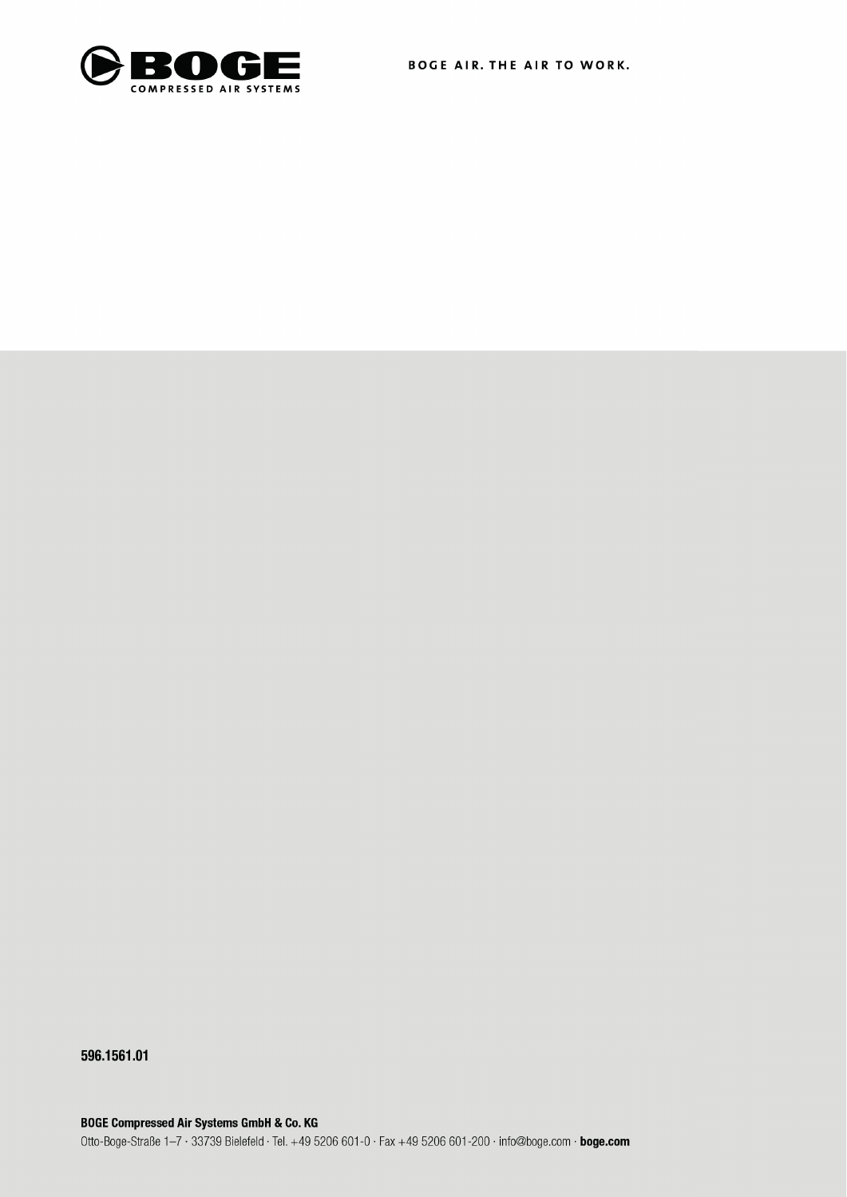BOGE

COMPRESSED AIR SYSTEMS

BOGE AIR. THE AIR TO WORK.

**596.1561.01**

**BOGE Compressed Air Systems GmbH & Co. KG**

Otto-Boge-Straße 1–7 · 33739 Bielefeld · Tel. +49 5206 601-0 · Fax +49 5206 601-200 · info@boge.com · **boge.com**